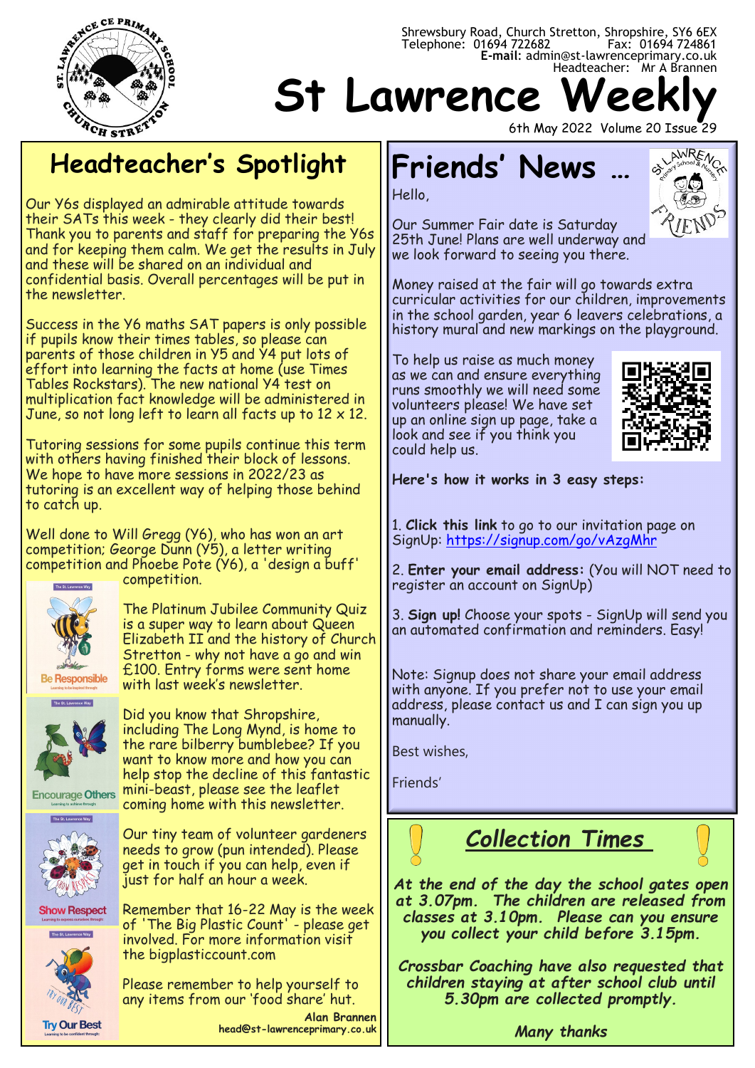Shrewsbury Road, Church Stretton, Shropshire, SY6 6EX
Telephone: 01694 722682 Fax: 01694 724861
**E-mail:** admin@st-lawrenceprimary.co.uk
Headteacher: Mr A Brannen

# St Lawrence Weekly

6th May 2022 Volume 20 Issue 29

## Headteacher's Spotlight

Our Y6s displayed an admirable attitude towards their SATs this week - they clearly did their best! Thank you to parents and staff for preparing the Y6s and for keeping them calm. We get the results in July and these will be shared on an individual and confidential basis. Overall percentages will be put in the newsletter.

Success in the Y6 maths SAT papers is only possible if pupils know their times tables, so please can parents of those children in Y5 and Y4 put lots of effort into learning the facts at home (use Times Tables Rockstars). The new national Y4 test on multiplication fact knowledge will be administered in June, so not long left to learn all facts up to 12 x 12.

Tutoring sessions for some pupils continue this term with others having finished their block of lessons. We hope to have more sessions in 2022/23 as tutoring is an excellent way of helping those behind to catch up.

Well done to Will Gregg (Y6), who has won an art competition; George Dunn (Y5), a letter writing competition and Phoebe Pote (Y6), a 'design a buff' competition.

The Platinum Jubilee Community Quiz is a super way to learn about Queen Elizabeth II and the history of Church Stretton - why not have a go and win £100. Entry forms were sent home with last week's newsletter.

Did you know that Shropshire, including The Long Mynd, is home to the rare bilberry bumblebee? If you want to know more and how you can help stop the decline of this fantastic mini-beast, please see the leaflet coming home with this newsletter.

Our tiny team of volunteer gardeners needs to grow (pun intended). Please get in touch if you can help, even if just for half an hour a week.

Remember that 16-22 May is the week of 'The Big Plastic Count' - please get involved. For more information visit the bigplasticcount.com

Please remember to help yourself to any items from our 'food share' hut.

**Alan Brannen**
**head@st-lawrenceprimary.co.uk**

Be Responsible

Encourage Others

Show Respect

Try Our Best

## Friends' News …

Hello,

Our Summer Fair date is Saturday 25th June! Plans are well underway and we look forward to seeing you there.

Money raised at the fair will go towards extra curricular activities for our children, improvements in the school garden, year 6 leavers celebrations, a history mural and new markings on the playground.

To help us raise as much money as we can and ensure everything runs smoothly we will need some volunteers please! We have set up an online sign up page, take a look and see if you think you could help us.

**Here's how it works in 3 easy steps:**

1. **Click this link** to go to our invitation page on SignUp: https://signup.com/go/vAzgMhr

2. **Enter your email address:** (You will NOT need to register an account on SignUp)

3. **Sign up!** Choose your spots - SignUp will send you an automated confirmation and reminders. Easy!

Note: Signup does not share your email address with anyone. If you prefer not to use your email address, please contact us and I can sign you up manually.

Best wishes,

Friends'

## *Collection Times*

***At the end of the day the school gates open at 3.07pm. The children are released from classes at 3.10pm. Please can you ensure you collect your child before 3.15pm.***

***Crossbar Coaching have also requested that children staying at after school club until 5.30pm are collected promptly.***

***Many thanks***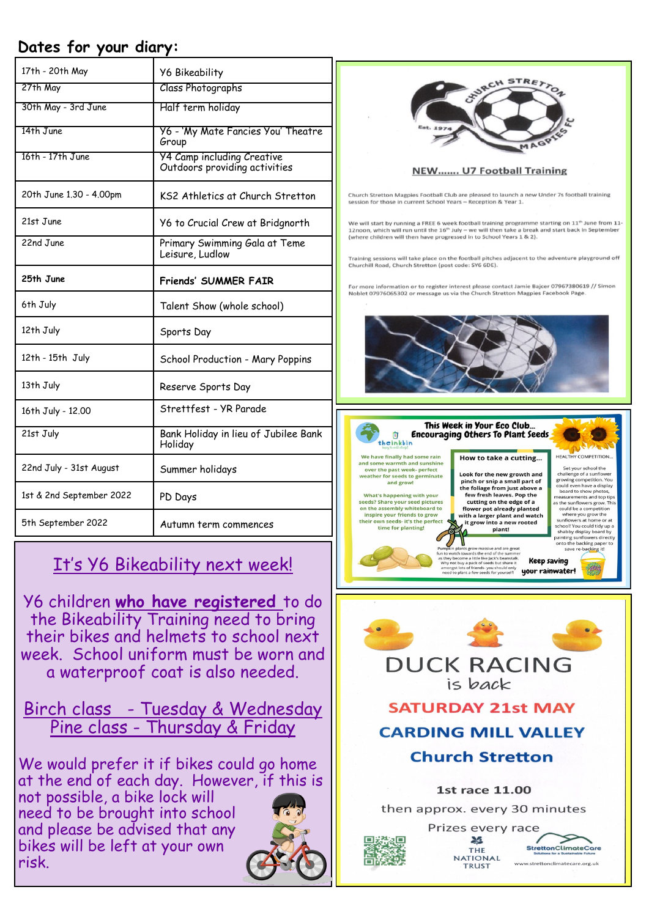## Dates for your diary:

| | |
|---|---|
| 17th - 20th May | Y6 Bikeability |
| 27th May | Class Photographs |
| 30th May - 3rd June | Half term holiday |
| 14th June | Y6 - 'My Mate Fancies You' Theatre Group |
| 16th - 17th June | Y4 Camp including Creative Outdoors providing activities |
| 20th June 1.30 - 4.00pm | KS2 Athletics at Church Stretton |
| 21st June | Y6 to Crucial Crew at Bridgnorth |
| 22nd June | Primary Swimming Gala at Teme Leisure, Ludlow |
| **25th June** | **Friends' SUMMER FAIR** |
| 6th July | Talent Show (whole school) |
| 12th July | Sports Day |
| 12th - 15th July | School Production - Mary Poppins |
| 13th July | Reserve Sports Day |
| 16th July - 12.00 | Strettfest - YR Parade |
| 21st July | Bank Holiday in lieu of Jubilee Bank Holiday |
| 22nd July - 31st August | Summer holidays |
| 1st & 2nd September 2022 | PD Days |
| 5th September 2022 | Autumn term commences |

## It's Y6 Bikeability next week!

Y6 children **who have registered** to do the Bikeability Training need to bring their bikes and helmets to school next week. School uniform must be worn and a waterproof coat is also needed.

Birch class - Tuesday & Wednesday
Pine class - Thursday & Friday

We would prefer it if bikes could go home at the end of each day. However, if this is not possible, a bike lock will need to be brought into school and please be advised that any bikes will be left at your own risk.

---

CHURCH STRETTON MAGPIES FC
Est. 1974

### NEW……. U7 Football Training

Church Stretton Magpies Football Club are pleased to launch a new Under 7s football training session for those in current School Years – Reception & Year 1.

We will start by running a FREE 6 week football training programme starting on 11th June from 11-12noon, which will run until the 16th July – we will then take a break and start back in September (where children will then have progressed in to School Years 1 & 2).

Training sessions will take place on the football pitches adjacent to the adventure playground off Churchill Road, Church Stretton (post code: SY6 6DE).

For more information or to register interest please contact Jamie Bajcer 07967380619 // Simon Noblet 07976065302 or message us via the Church Stretton Magpies Facebook Page.

---

### This Week in Your Eco Club… Encouraging Others To Plant Seeds

theinkbin

We have finally had some rain and some warmth and sunshine over the past week- perfect weather for seeds to germinate and grow!

What's happening with your seeds? Share your seed pictures on the assembly whiteboard to inspire your friends to grow their own seeds- it's the perfect time for planting!

**How to take a cutting…**

Look for the new growth and pinch or snip a small part of the foliage from just above a few fresh leaves. Pop the cutting into the edge of a flower pot already planted with a larger plant and watch it grow into a new rooted plant!

HEALTHY COMPETITION…

Set your school the challenge of a sunflower growing competition. You could even have a display board to show photos, measurements and top tips as the sunflowers grow. This could be a competition where you grow the sunflowers at home or at school! You could tidy up a shabby display board by painting sunflowers directly onto the backing paper to save re-backing it!

Pumpkin plants grow massive and are great fun to watch towards the end of the summer as they become a little like Jack's beanstalk. Why not buy a pack of seeds but share it amongst lots of friends- you should only need to plant a few seeds for yourself!

**Keep saving your rainwater!**

---

# DUCK RACING
is back

**SATURDAY 21st MAY**

**CARDING MILL VALLEY**

**Church Stretton**

**1st race 11.00**

then approx. every 30 minutes

Prizes every race

THE NATIONAL TRUST

StrettonClimateCare
www.strettonclimatecare.org.uk